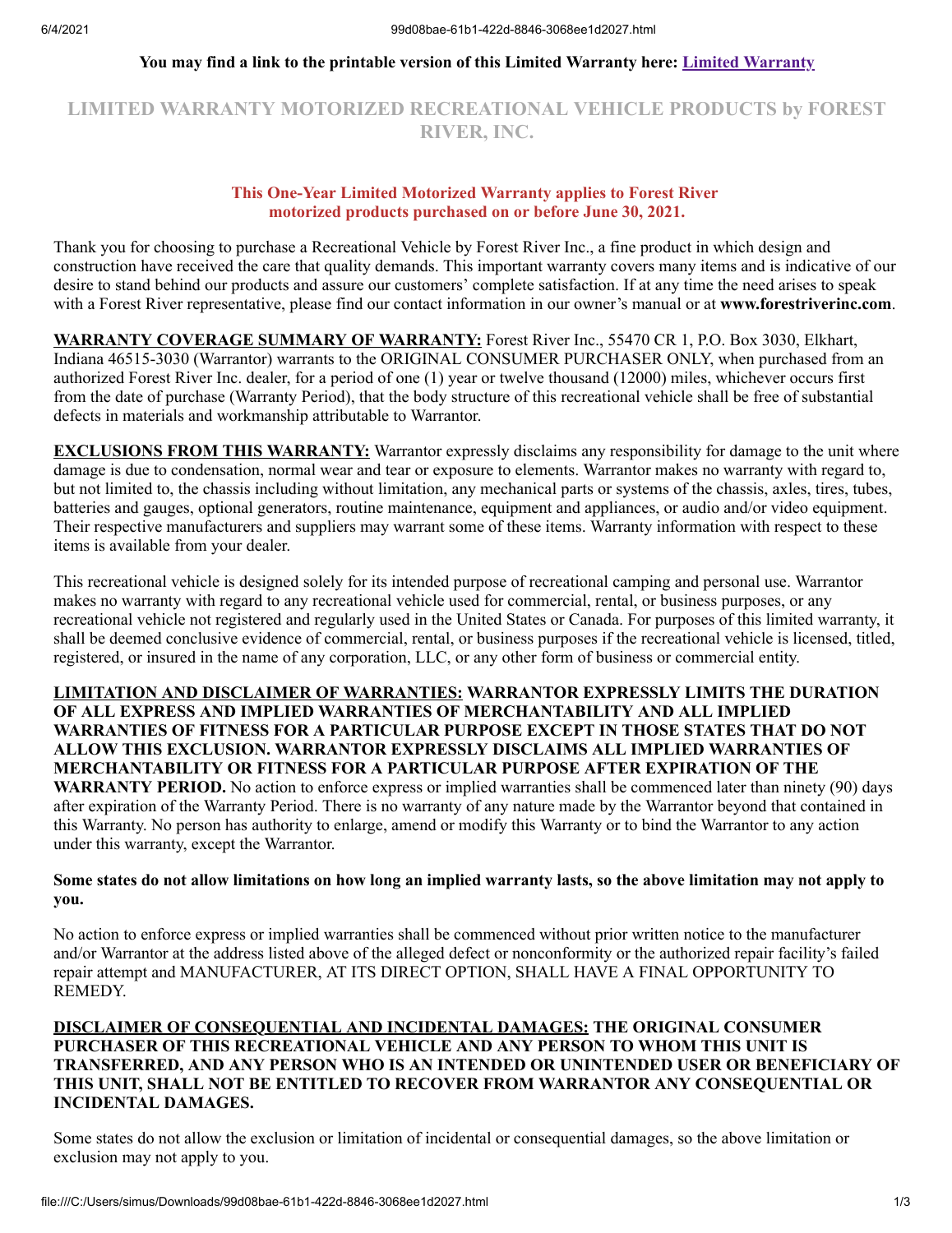**You may find a link to the printable version of this Limited Warranty here: [Limited Warranty]**

# LIMITED WARRANTY MOTORIZED RECREATIONAL VEHICLE PRODUCTS by FOREST RIVER, INC.

**This One-Year Limited Motorized Warranty applies to Forest River motorized products purchased on or before June 30, 2021.**

Thank you for choosing to purchase a Recreational Vehicle by Forest River Inc., a fine product in which design and construction have received the care that quality demands. This important warranty covers many items and is indicative of our desire to stand behind our products and assure our customers' complete satisfaction. If at any time the need arises to speak with a Forest River representative, please find our contact information in our owner's manual or at **www.forestriverinc.com**.

**WARRANTY COVERAGE SUMMARY OF WARRANTY:** Forest River Inc., 55470 CR 1, P.O. Box 3030, Elkhart, Indiana 46515-3030 (Warrantor) warrants to the ORIGINAL CONSUMER PURCHASER ONLY, when purchased from an authorized Forest River Inc. dealer, for a period of one (1) year or twelve thousand (12000) miles, whichever occurs first from the date of purchase (Warranty Period), that the body structure of this recreational vehicle shall be free of substantial defects in materials and workmanship attributable to Warrantor.

**EXCLUSIONS FROM THIS WARRANTY:** Warrantor expressly disclaims any responsibility for damage to the unit where damage is due to condensation, normal wear and tear or exposure to elements. Warrantor makes no warranty with regard to, but not limited to, the chassis including without limitation, any mechanical parts or systems of the chassis, axles, tires, tubes, batteries and gauges, optional generators, routine maintenance, equipment and appliances, or audio and/or video equipment. Their respective manufacturers and suppliers may warrant some of these items. Warranty information with respect to these items is available from your dealer.

This recreational vehicle is designed solely for its intended purpose of recreational camping and personal use. Warrantor makes no warranty with regard to any recreational vehicle used for commercial, rental, or business purposes, or any recreational vehicle not registered and regularly used in the United States or Canada. For purposes of this limited warranty, it shall be deemed conclusive evidence of commercial, rental, or business purposes if the recreational vehicle is licensed, titled, registered, or insured in the name of any corporation, LLC, or any other form of business or commercial entity.

**LIMITATION AND DISCLAIMER OF WARRANTIES: WARRANTOR EXPRESSLY LIMITS THE DURATION OF ALL EXPRESS AND IMPLIED WARRANTIES OF MERCHANTABILITY AND ALL IMPLIED WARRANTIES OF FITNESS FOR A PARTICULAR PURPOSE EXCEPT IN THOSE STATES THAT DO NOT ALLOW THIS EXCLUSION. WARRANTOR EXPRESSLY DISCLAIMS ALL IMPLIED WARRANTIES OF MERCHANTABILITY OR FITNESS FOR A PARTICULAR PURPOSE AFTER EXPIRATION OF THE WARRANTY PERIOD.** No action to enforce express or implied warranties shall be commenced later than ninety (90) days after expiration of the Warranty Period. There is no warranty of any nature made by the Warrantor beyond that contained in this Warranty. No person has authority to enlarge, amend or modify this Warranty or to bind the Warrantor to any action under this warranty, except the Warrantor.

**Some states do not allow limitations on how long an implied warranty lasts, so the above limitation may not apply to you.**

No action to enforce express or implied warranties shall be commenced without prior written notice to the manufacturer and/or Warrantor at the address listed above of the alleged defect or nonconformity or the authorized repair facility's failed repair attempt and MANUFACTURER, AT ITS DIRECT OPTION, SHALL HAVE A FINAL OPPORTUNITY TO REMEDY.

**DISCLAIMER OF CONSEQUENTIAL AND INCIDENTAL DAMAGES: THE ORIGINAL CONSUMER PURCHASER OF THIS RECREATIONAL VEHICLE AND ANY PERSON TO WHOM THIS UNIT IS TRANSFERRED, AND ANY PERSON WHO IS AN INTENDED OR UNINTENDED USER OR BENEFICIARY OF THIS UNIT, SHALL NOT BE ENTITLED TO RECOVER FROM WARRANTOR ANY CONSEQUENTIAL OR INCIDENTAL DAMAGES.**

Some states do not allow the exclusion or limitation of incidental or consequential damages, so the above limitation or exclusion may not apply to you.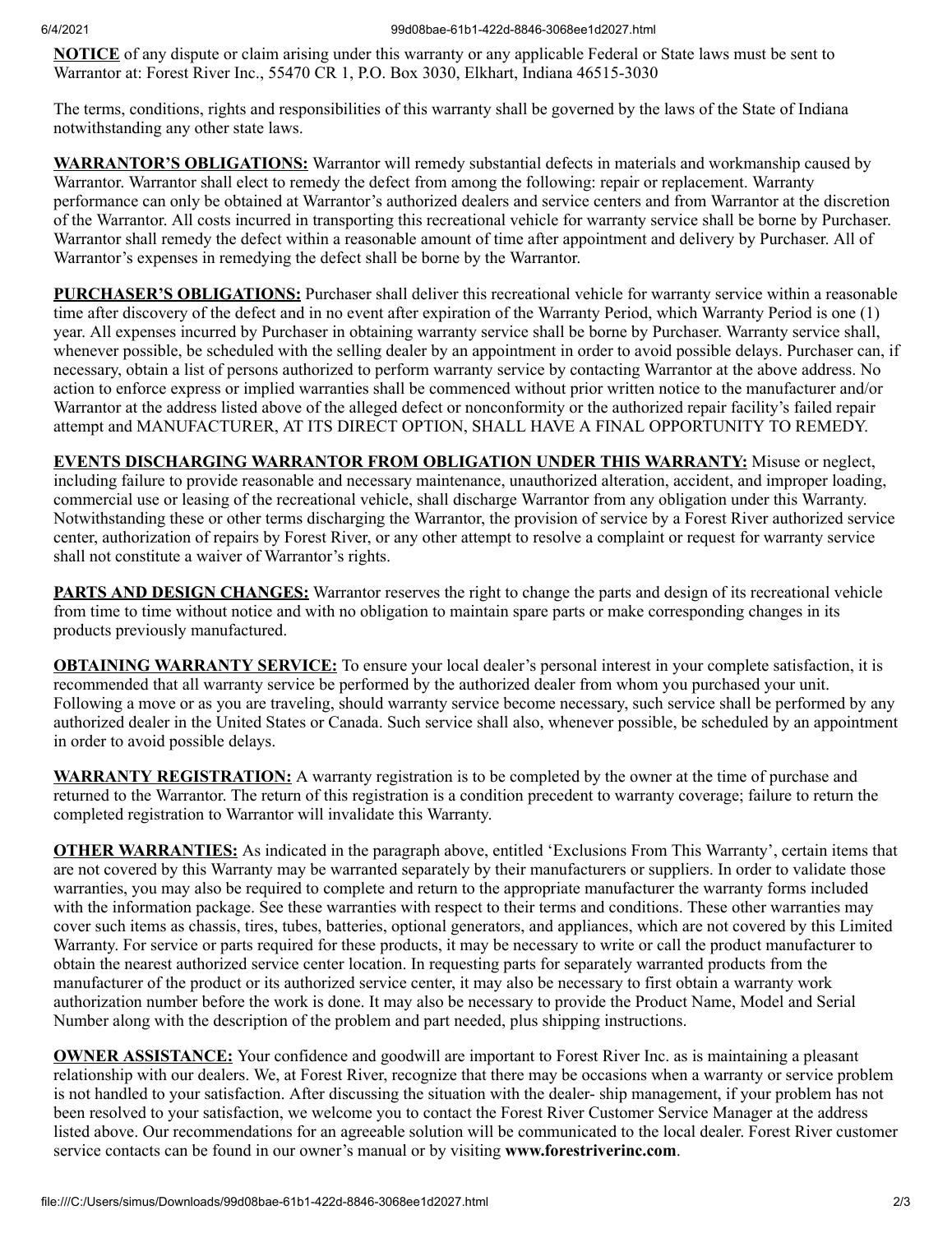**NOTICE** of any dispute or claim arising under this warranty or any applicable Federal or State laws must be sent to Warrantor at: Forest River Inc., 55470 CR 1, P.O. Box 3030, Elkhart, Indiana 46515-3030

The terms, conditions, rights and responsibilities of this warranty shall be governed by the laws of the State of Indiana notwithstanding any other state laws.

**WARRANTOR'S OBLIGATIONS:** Warrantor will remedy substantial defects in materials and workmanship caused by Warrantor. Warrantor shall elect to remedy the defect from among the following: repair or replacement. Warranty performance can only be obtained at Warrantor's authorized dealers and service centers and from Warrantor at the discretion of the Warrantor. All costs incurred in transporting this recreational vehicle for warranty service shall be borne by Purchaser. Warrantor shall remedy the defect within a reasonable amount of time after appointment and delivery by Purchaser. All of Warrantor's expenses in remedying the defect shall be borne by the Warrantor.

**PURCHASER'S OBLIGATIONS:** Purchaser shall deliver this recreational vehicle for warranty service within a reasonable time after discovery of the defect and in no event after expiration of the Warranty Period, which Warranty Period is one (1) year. All expenses incurred by Purchaser in obtaining warranty service shall be borne by Purchaser. Warranty service shall, whenever possible, be scheduled with the selling dealer by an appointment in order to avoid possible delays. Purchaser can, if necessary, obtain a list of persons authorized to perform warranty service by contacting Warrantor at the above address. No action to enforce express or implied warranties shall be commenced without prior written notice to the manufacturer and/or Warrantor at the address listed above of the alleged defect or nonconformity or the authorized repair facility's failed repair attempt and MANUFACTURER, AT ITS DIRECT OPTION, SHALL HAVE A FINAL OPPORTUNITY TO REMEDY.

**EVENTS DISCHARGING WARRANTOR FROM OBLIGATION UNDER THIS WARRANTY:** Misuse or neglect, including failure to provide reasonable and necessary maintenance, unauthorized alteration, accident, and improper loading, commercial use or leasing of the recreational vehicle, shall discharge Warrantor from any obligation under this Warranty. Notwithstanding these or other terms discharging the Warrantor, the provision of service by a Forest River authorized service center, authorization of repairs by Forest River, or any other attempt to resolve a complaint or request for warranty service shall not constitute a waiver of Warrantor's rights.

**PARTS AND DESIGN CHANGES:** Warrantor reserves the right to change the parts and design of its recreational vehicle from time to time without notice and with no obligation to maintain spare parts or make corresponding changes in its products previously manufactured.

**OBTAINING WARRANTY SERVICE:** To ensure your local dealer's personal interest in your complete satisfaction, it is recommended that all warranty service be performed by the authorized dealer from whom you purchased your unit. Following a move or as you are traveling, should warranty service become necessary, such service shall be performed by any authorized dealer in the United States or Canada. Such service shall also, whenever possible, be scheduled by an appointment in order to avoid possible delays.

**WARRANTY REGISTRATION:** A warranty registration is to be completed by the owner at the time of purchase and returned to the Warrantor. The return of this registration is a condition precedent to warranty coverage; failure to return the completed registration to Warrantor will invalidate this Warranty.

**OTHER WARRANTIES:** As indicated in the paragraph above, entitled 'Exclusions From This Warranty', certain items that are not covered by this Warranty may be warranted separately by their manufacturers or suppliers. In order to validate those warranties, you may also be required to complete and return to the appropriate manufacturer the warranty forms included with the information package. See these warranties with respect to their terms and conditions. These other warranties may cover such items as chassis, tires, tubes, batteries, optional generators, and appliances, which are not covered by this Limited Warranty. For service or parts required for these products, it may be necessary to write or call the product manufacturer to obtain the nearest authorized service center location. In requesting parts for separately warranted products from the manufacturer of the product or its authorized service center, it may also be necessary to first obtain a warranty work authorization number before the work is done. It may also be necessary to provide the Product Name, Model and Serial Number along with the description of the problem and part needed, plus shipping instructions.

**OWNER ASSISTANCE:** Your confidence and goodwill are important to Forest River Inc. as is maintaining a pleasant relationship with our dealers. We, at Forest River, recognize that there may be occasions when a warranty or service problem is not handled to your satisfaction. After discussing the situation with the dealer- ship management, if your problem has not been resolved to your satisfaction, we welcome you to contact the Forest River Customer Service Manager at the address listed above. Our recommendations for an agreeable solution will be communicated to the local dealer. Forest River customer service contacts can be found in our owner's manual or by visiting **www.forestriverinc.com**.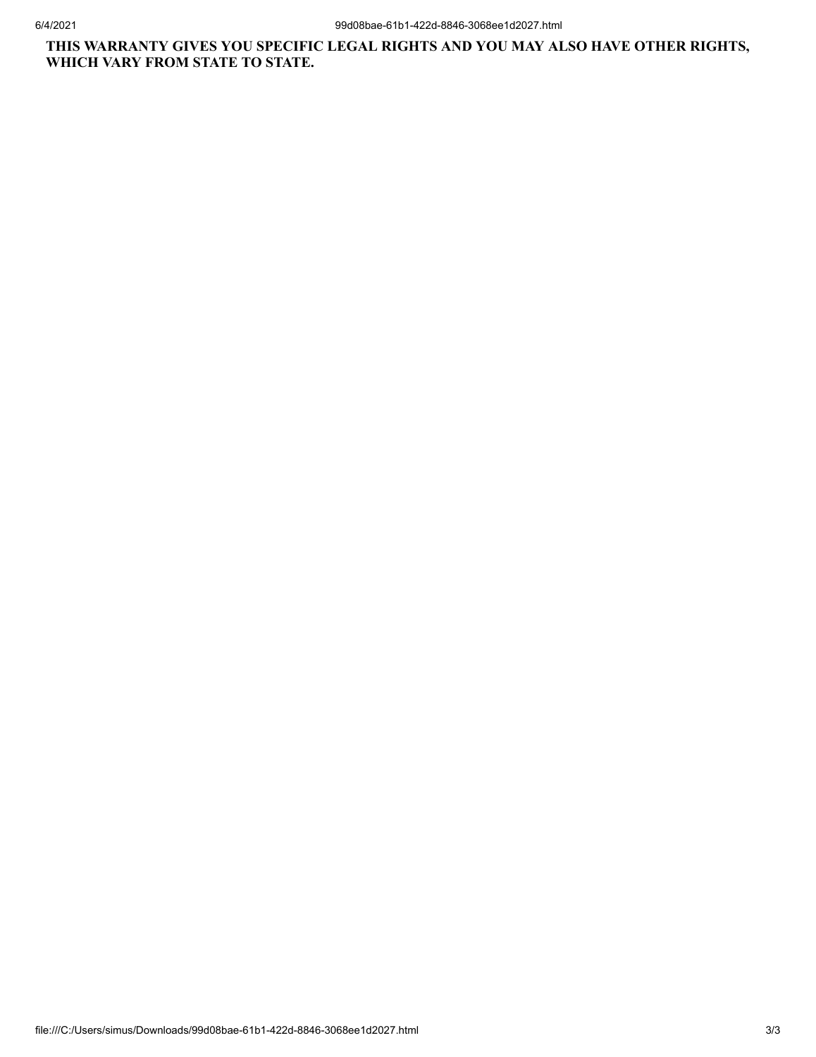**THIS WARRANTY GIVES YOU SPECIFIC LEGAL RIGHTS AND YOU MAY ALSO HAVE OTHER RIGHTS, WHICH VARY FROM STATE TO STATE.**